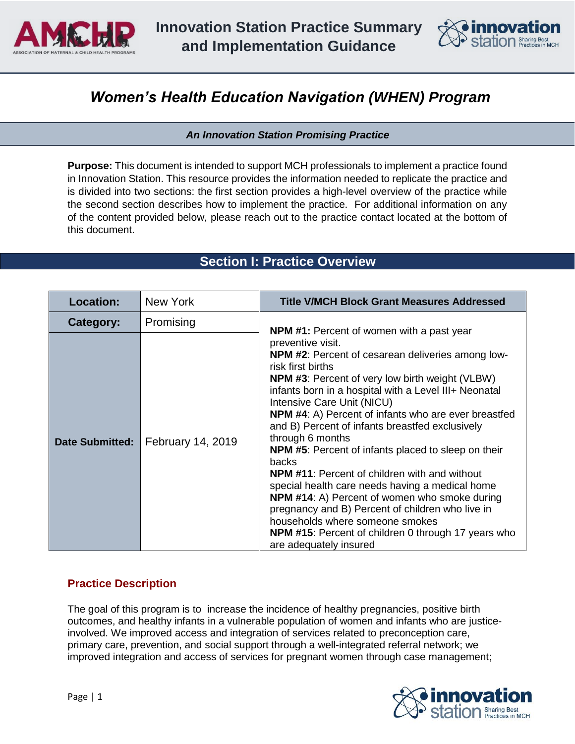# Innovation Station Practice Summary and Implementation Guidance

## *Women's Health Education Navigation (WHEN) Program*

***An Innovation Station Promising Practice***

**Purpose:** This document is intended to support MCH professionals to implement a practice found in Innovation Station. This resource provides the information needed to replicate the practice and is divided into two sections: the first section provides a high-level overview of the practice while the second section describes how to implement the practice. For additional information on any of the content provided below, please reach out to the practice contact located at the bottom of this document.

## Section I: Practice Overview

| **Location:** | New York | **Title V/MCH Block Grant Measures Addressed** |
|---|---|---|
| **Category:** | Promising | **NPM #1:** Percent of women with a past year preventive visit.<br>**NPM #2**: Percent of cesarean deliveries among low-risk first births<br>**NPM #3**: Percent of very low birth weight (VLBW) infants born in a hospital with a Level III+ Neonatal Intensive Care Unit (NICU)<br>**NPM #4**: A) Percent of infants who are ever breastfed and B) Percent of infants breastfed exclusively through 6 months<br>**NPM #5**: Percent of infants placed to sleep on their backs<br>**NPM #11**: Percent of children with and without special health care needs having a medical home<br>**NPM #14**: A) Percent of women who smoke during pregnancy and B) Percent of children who live in households where someone smokes<br>**NPM #15**: Percent of children 0 through 17 years who are adequately insured |
| **Date Submitted:** | February 14, 2019 | |

### Practice Description

The goal of this program is to increase the incidence of healthy pregnancies, positive birth outcomes, and healthy infants in a vulnerable population of women and infants who are justice-involved. We improved access and integration of services related to preconception care, primary care, prevention, and social support through a well-integrated referral network; we improved integration and access of services for pregnant women through case management;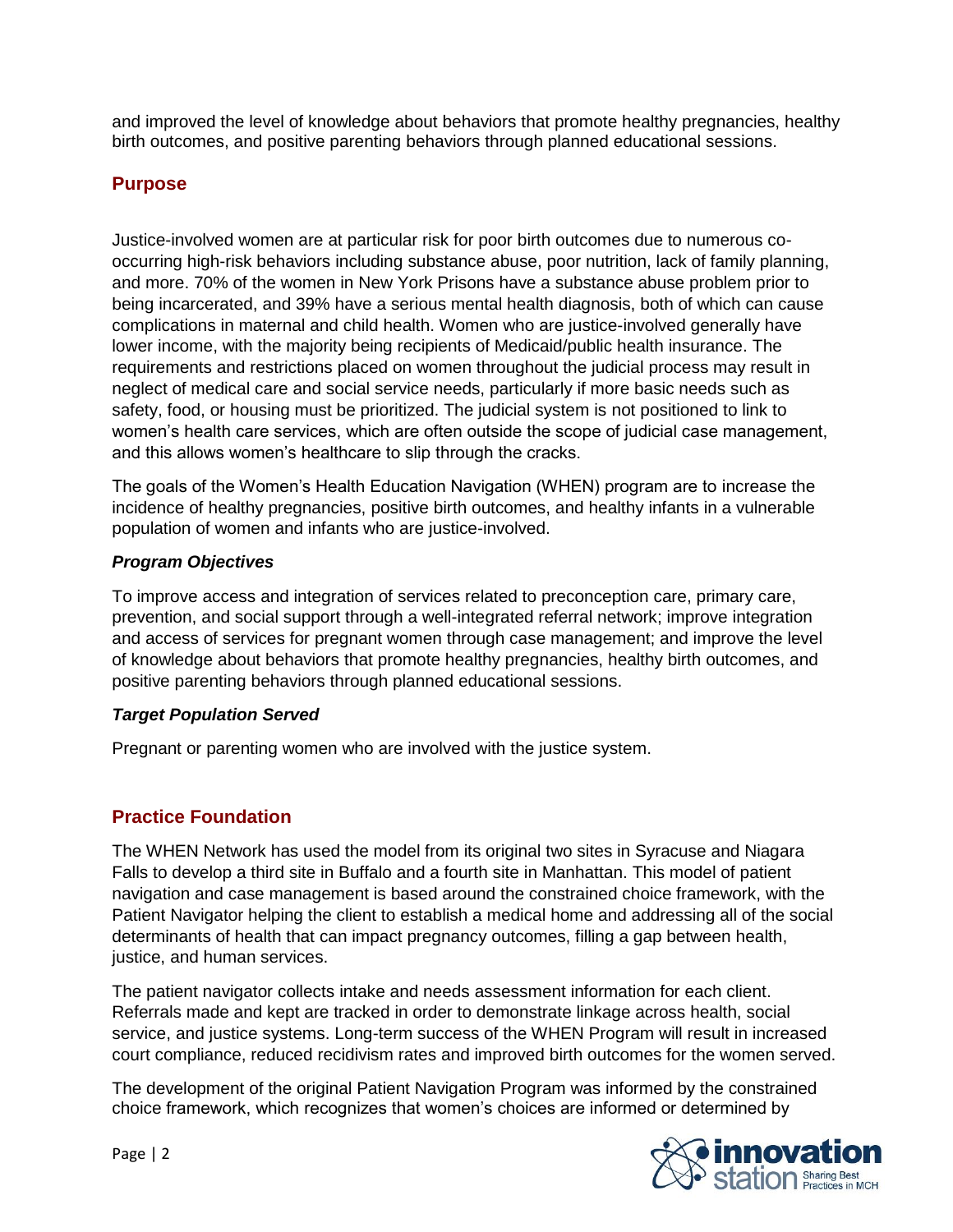and improved the level of knowledge about behaviors that promote healthy pregnancies, healthy birth outcomes, and positive parenting behaviors through planned educational sessions.

## Purpose

Justice-involved women are at particular risk for poor birth outcomes due to numerous co-occurring high-risk behaviors including substance abuse, poor nutrition, lack of family planning, and more. 70% of the women in New York Prisons have a substance abuse problem prior to being incarcerated, and 39% have a serious mental health diagnosis, both of which can cause complications in maternal and child health. Women who are justice-involved generally have lower income, with the majority being recipients of Medicaid/public health insurance. The requirements and restrictions placed on women throughout the judicial process may result in neglect of medical care and social service needs, particularly if more basic needs such as safety, food, or housing must be prioritized. The judicial system is not positioned to link to women's health care services, which are often outside the scope of judicial case management, and this allows women's healthcare to slip through the cracks.

The goals of the Women's Health Education Navigation (WHEN) program are to increase the incidence of healthy pregnancies, positive birth outcomes, and healthy infants in a vulnerable population of women and infants who are justice-involved.

### *Program Objectives*

To improve access and integration of services related to preconception care, primary care, prevention, and social support through a well-integrated referral network; improve integration and access of services for pregnant women through case management; and improve the level of knowledge about behaviors that promote healthy pregnancies, healthy birth outcomes, and positive parenting behaviors through planned educational sessions.

### *Target Population Served*

Pregnant or parenting women who are involved with the justice system.

## Practice Foundation

The WHEN Network has used the model from its original two sites in Syracuse and Niagara Falls to develop a third site in Buffalo and a fourth site in Manhattan. This model of patient navigation and case management is based around the constrained choice framework, with the Patient Navigator helping the client to establish a medical home and addressing all of the social determinants of health that can impact pregnancy outcomes, filling a gap between health, justice, and human services.

The patient navigator collects intake and needs assessment information for each client. Referrals made and kept are tracked in order to demonstrate linkage across health, social service, and justice systems. Long-term success of the WHEN Program will result in increased court compliance, reduced recidivism rates and improved birth outcomes for the women served.

The development of the original Patient Navigation Program was informed by the constrained choice framework, which recognizes that women's choices are informed or determined by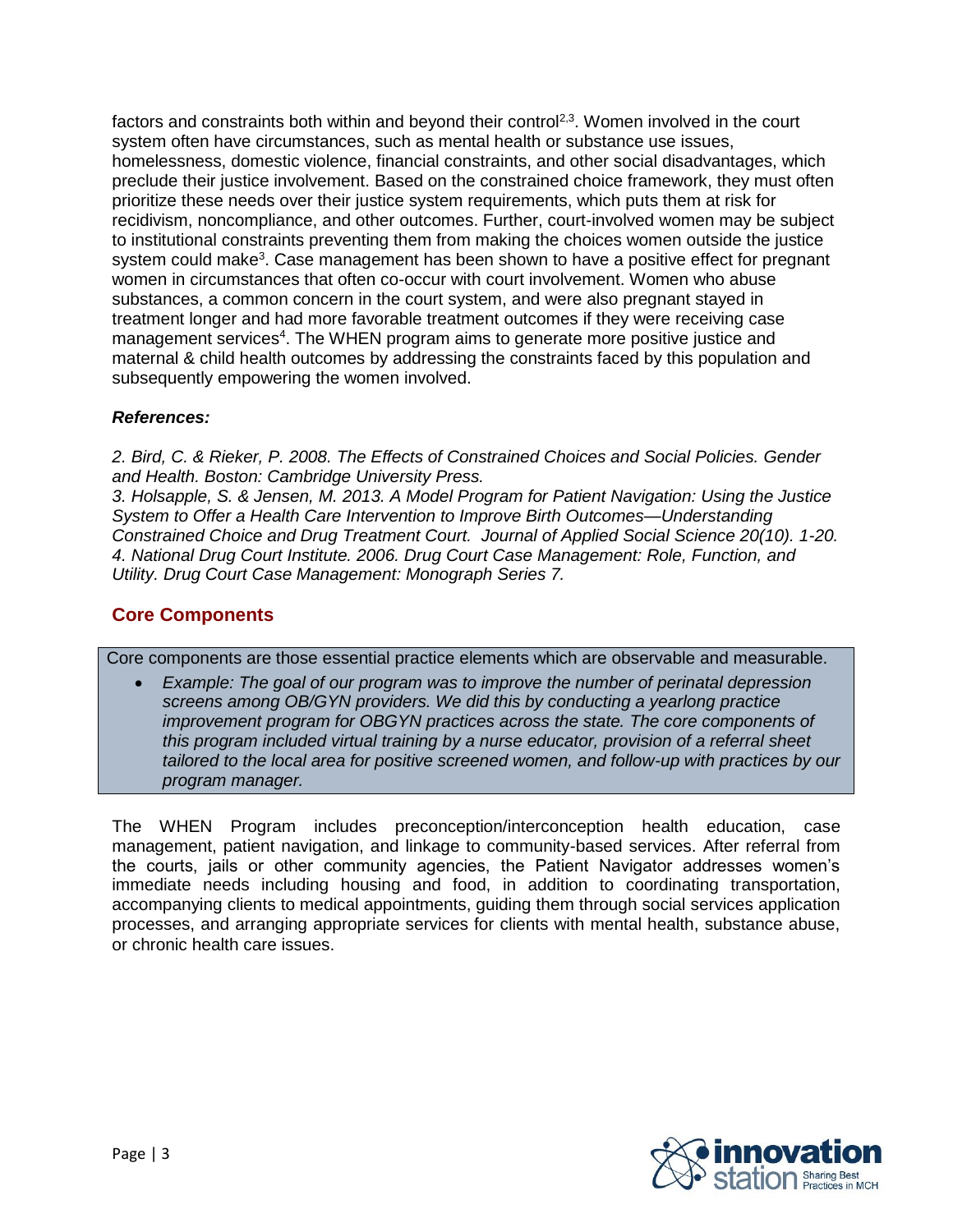factors and constraints both within and beyond their control[2,3]. Women involved in the court system often have circumstances, such as mental health or substance use issues, homelessness, domestic violence, financial constraints, and other social disadvantages, which preclude their justice involvement. Based on the constrained choice framework, they must often prioritize these needs over their justice system requirements, which puts them at risk for recidivism, noncompliance, and other outcomes. Further, court-involved women may be subject to institutional constraints preventing them from making the choices women outside the justice system could make[3]. Case management has been shown to have a positive effect for pregnant women in circumstances that often co-occur with court involvement. Women who abuse substances, a common concern in the court system, and were also pregnant stayed in treatment longer and had more favorable treatment outcomes if they were receiving case management services[4]. The WHEN program aims to generate more positive justice and maternal & child health outcomes by addressing the constraints faced by this population and subsequently empowering the women involved.

***References:***

*2. Bird, C. & Rieker, P. 2008. The Effects of Constrained Choices and Social Policies. Gender and Health. Boston: Cambridge University Press.*
*3. Holsapple, S. & Jensen, M. 2013. A Model Program for Patient Navigation: Using the Justice System to Offer a Health Care Intervention to Improve Birth Outcomes—Understanding Constrained Choice and Drug Treatment Court. Journal of Applied Social Science 20(10). 1-20.*
*4. National Drug Court Institute. 2006. Drug Court Case Management: Role, Function, and Utility. Drug Court Case Management: Monograph Series 7.*

## Core Components

Core components are those essential practice elements which are observable and measurable.

- *Example: The goal of our program was to improve the number of perinatal depression screens among OB/GYN providers. We did this by conducting a yearlong practice improvement program for OBGYN practices across the state. The core components of this program included virtual training by a nurse educator, provision of a referral sheet tailored to the local area for positive screened women, and follow-up with practices by our program manager.*

The WHEN Program includes preconception/interconception health education, case management, patient navigation, and linkage to community-based services. After referral from the courts, jails or other community agencies, the Patient Navigator addresses women's immediate needs including housing and food, in addition to coordinating transportation, accompanying clients to medical appointments, guiding them through social services application processes, and arranging appropriate services for clients with mental health, substance abuse, or chronic health care issues.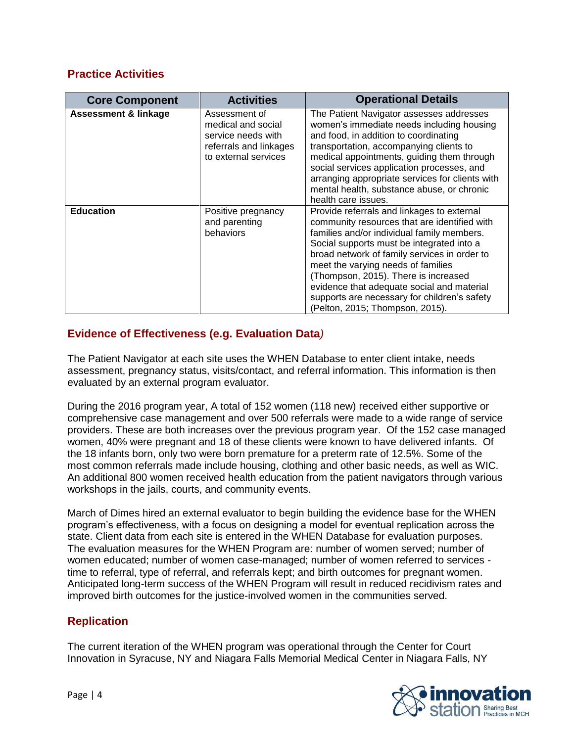## Practice Activities

| Core Component | Activities | Operational Details |
| --- | --- | --- |
| **Assessment & linkage** | Assessment of medical and social service needs with referrals and linkages to external services | The Patient Navigator assesses addresses women's immediate needs including housing and food, in addition to coordinating transportation, accompanying clients to medical appointments, guiding them through social services application processes, and arranging appropriate services for clients with mental health, substance abuse, or chronic health care issues. |
| **Education** | Positive pregnancy and parenting behaviors | Provide referrals and linkages to external community resources that are identified with families and/or individual family members. Social supports must be integrated into a broad network of family services in order to meet the varying needs of families (Thompson, 2015). There is increased evidence that adequate social and material supports are necessary for children's safety (Pelton, 2015; Thompson, 2015). |

## Evidence of Effectiveness (e.g. Evaluation Data*)*

The Patient Navigator at each site uses the WHEN Database to enter client intake, needs assessment, pregnancy status, visits/contact, and referral information. This information is then evaluated by an external program evaluator.

During the 2016 program year, A total of 152 women (118 new) received either supportive or comprehensive case management and over 500 referrals were made to a wide range of service providers. These are both increases over the previous program year. Of the 152 case managed women, 40% were pregnant and 18 of these clients were known to have delivered infants. Of the 18 infants born, only two were born premature for a preterm rate of 12.5%. Some of the most common referrals made include housing, clothing and other basic needs, as well as WIC. An additional 800 women received health education from the patient navigators through various workshops in the jails, courts, and community events.

March of Dimes hired an external evaluator to begin building the evidence base for the WHEN program's effectiveness, with a focus on designing a model for eventual replication across the state. Client data from each site is entered in the WHEN Database for evaluation purposes. The evaluation measures for the WHEN Program are: number of women served; number of women educated; number of women case-managed; number of women referred to services - time to referral, type of referral, and referrals kept; and birth outcomes for pregnant women. Anticipated long-term success of the WHEN Program will result in reduced recidivism rates and improved birth outcomes for the justice-involved women in the communities served.

## Replication

The current iteration of the WHEN program was operational through the Center for Court Innovation in Syracuse, NY and Niagara Falls Memorial Medical Center in Niagara Falls, NY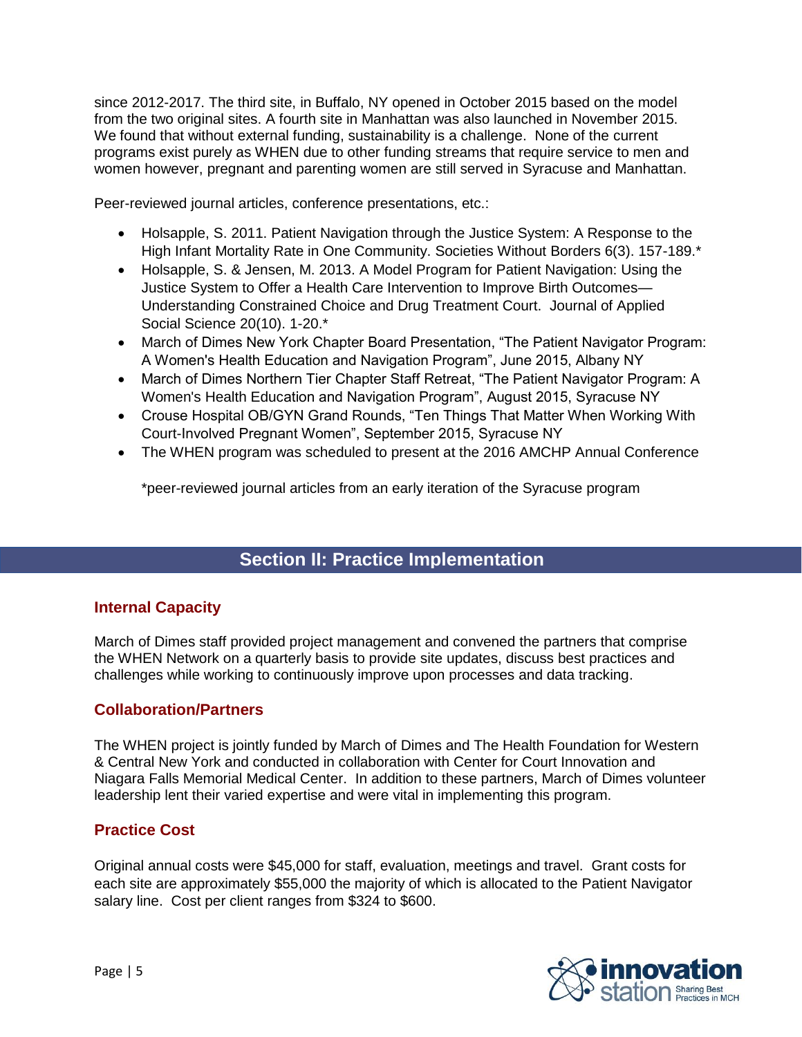since 2012-2017. The third site, in Buffalo, NY opened in October 2015 based on the model from the two original sites. A fourth site in Manhattan was also launched in November 2015. We found that without external funding, sustainability is a challenge. None of the current programs exist purely as WHEN due to other funding streams that require service to men and women however, pregnant and parenting women are still served in Syracuse and Manhattan.

Peer-reviewed journal articles, conference presentations, etc.:

- Holsapple, S. 2011. Patient Navigation through the Justice System: A Response to the High Infant Mortality Rate in One Community. Societies Without Borders 6(3). 157-189.*
- Holsapple, S. & Jensen, M. 2013. A Model Program for Patient Navigation: Using the Justice System to Offer a Health Care Intervention to Improve Birth Outcomes—Understanding Constrained Choice and Drug Treatment Court. Journal of Applied Social Science 20(10). 1-20.*
- March of Dimes New York Chapter Board Presentation, "The Patient Navigator Program: A Women's Health Education and Navigation Program", June 2015, Albany NY
- March of Dimes Northern Tier Chapter Staff Retreat, "The Patient Navigator Program: A Women's Health Education and Navigation Program", August 2015, Syracuse NY
- Crouse Hospital OB/GYN Grand Rounds, "Ten Things That Matter When Working With Court-Involved Pregnant Women", September 2015, Syracuse NY
- The WHEN program was scheduled to present at the 2016 AMCHP Annual Conference

*peer-reviewed journal articles from an early iteration of the Syracuse program

## Section II: Practice Implementation

### Internal Capacity

March of Dimes staff provided project management and convened the partners that comprise the WHEN Network on a quarterly basis to provide site updates, discuss best practices and challenges while working to continuously improve upon processes and data tracking.

### Collaboration/Partners

The WHEN project is jointly funded by March of Dimes and The Health Foundation for Western & Central New York and conducted in collaboration with Center for Court Innovation and Niagara Falls Memorial Medical Center. In addition to these partners, March of Dimes volunteer leadership lent their varied expertise and were vital in implementing this program.

### Practice Cost

Original annual costs were $45,000 for staff, evaluation, meetings and travel. Grant costs for each site are approximately $55,000 the majority of which is allocated to the Patient Navigator salary line. Cost per client ranges from $324 to $600.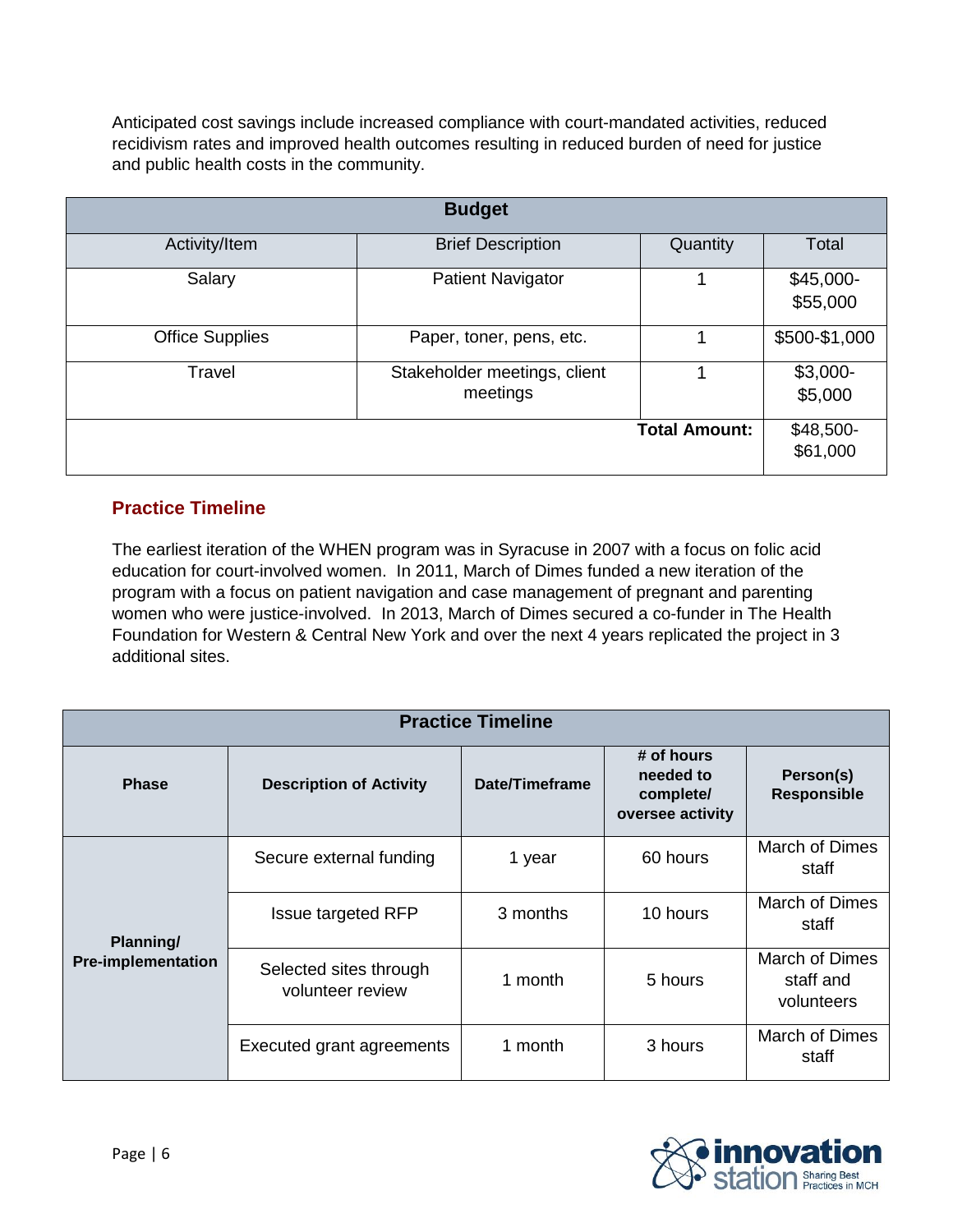Anticipated cost savings include increased compliance with court-mandated activities, reduced recidivism rates and improved health outcomes resulting in reduced burden of need for justice and public health costs in the community.

| Budget | | | |
|---|---|---|---|
| Activity/Item | Brief Description | Quantity | Total |
| Salary | Patient Navigator | 1 | $45,000-$55,000 |
| Office Supplies | Paper, toner, pens, etc. | 1 | $500-$1,000 |
| Travel | Stakeholder meetings, client meetings | 1 | $3,000-$5,000 |
| | | **Total Amount:** | $48,500-$61,000 |

## Practice Timeline

The earliest iteration of the WHEN program was in Syracuse in 2007 with a focus on folic acid education for court-involved women. In 2011, March of Dimes funded a new iteration of the program with a focus on patient navigation and case management of pregnant and parenting women who were justice-involved. In 2013, March of Dimes secured a co-funder in The Health Foundation for Western & Central New York and over the next 4 years replicated the project in 3 additional sites.

| Practice Timeline | | | | |
|---|---|---|---|---|
| **Phase** | **Description of Activity** | **Date/Timeframe** | **# of hours needed to complete/ oversee activity** | **Person(s) Responsible** |
| **Planning/ Pre-implementation** | Secure external funding | 1 year | 60 hours | March of Dimes staff |
| | Issue targeted RFP | 3 months | 10 hours | March of Dimes staff |
| | Selected sites through volunteer review | 1 month | 5 hours | March of Dimes staff and volunteers |
| | Executed grant agreements | 1 month | 3 hours | March of Dimes staff |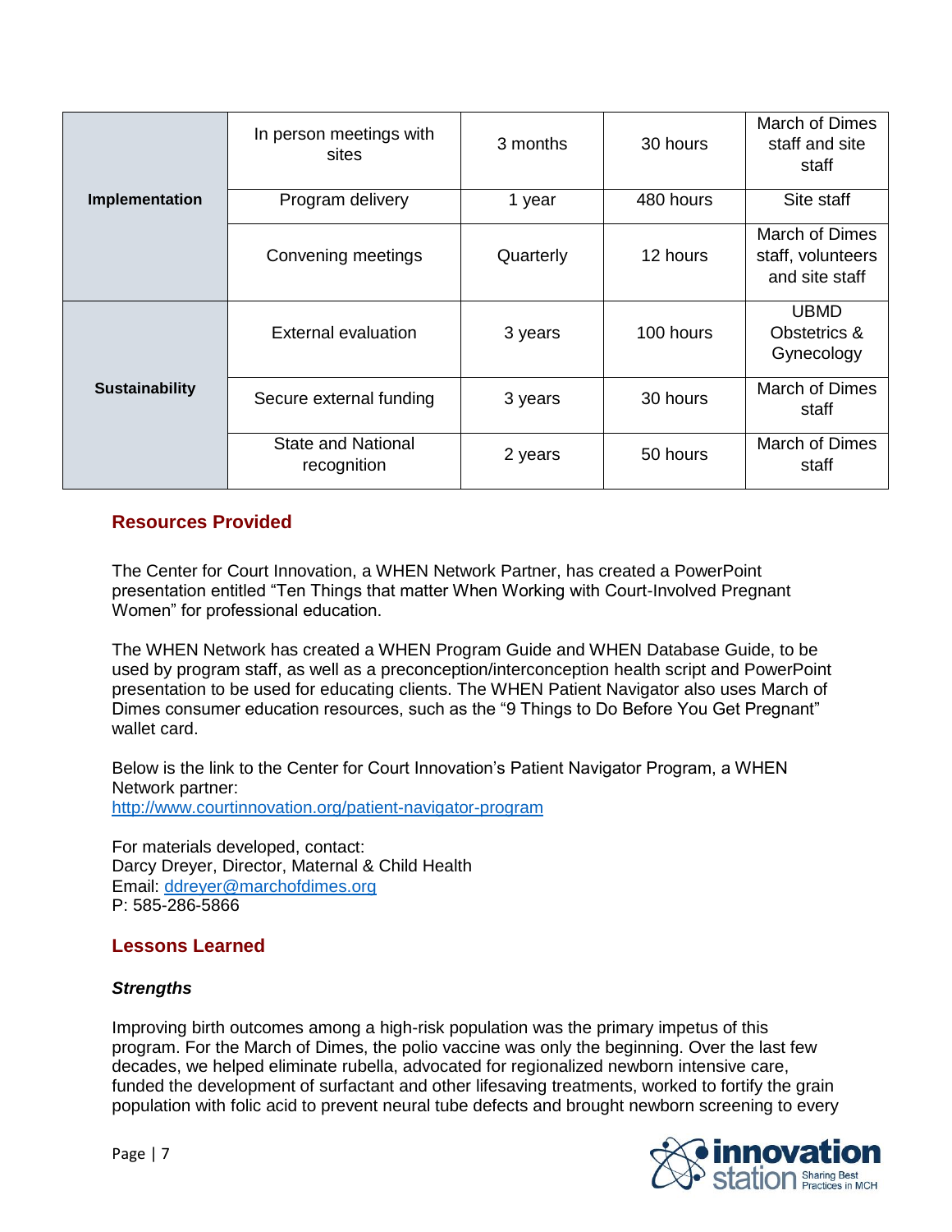| | | | | |
|---|---|---|---|---|
| **Implementation** | In person meetings with sites | 3 months | 30 hours | March of Dimes staff and site staff |
| | Program delivery | 1 year | 480 hours | Site staff |
| | Convening meetings | Quarterly | 12 hours | March of Dimes staff, volunteers and site staff |
| **Sustainability** | External evaluation | 3 years | 100 hours | UBMD Obstetrics & Gynecology |
| | Secure external funding | 3 years | 30 hours | March of Dimes staff |
| | State and National recognition | 2 years | 50 hours | March of Dimes staff |

## Resources Provided

The Center for Court Innovation, a WHEN Network Partner, has created a PowerPoint presentation entitled "Ten Things that matter When Working with Court-Involved Pregnant Women" for professional education.

The WHEN Network has created a WHEN Program Guide and WHEN Database Guide, to be used by program staff, as well as a preconception/interconception health script and PowerPoint presentation to be used for educating clients. The WHEN Patient Navigator also uses March of Dimes consumer education resources, such as the "9 Things to Do Before You Get Pregnant" wallet card.

Below is the link to the Center for Court Innovation's Patient Navigator Program, a WHEN Network partner:
http://www.courtinnovation.org/patient-navigator-program

For materials developed, contact:
Darcy Dreyer, Director, Maternal & Child Health
Email: ddreyer@marchofdimes.org
P: 585-286-5866

## Lessons Learned

### *Strengths*

Improving birth outcomes among a high-risk population was the primary impetus of this program. For the March of Dimes, the polio vaccine was only the beginning. Over the last few decades, we helped eliminate rubella, advocated for regionalized newborn intensive care, funded the development of surfactant and other lifesaving treatments, worked to fortify the grain population with folic acid to prevent neural tube defects and brought newborn screening to every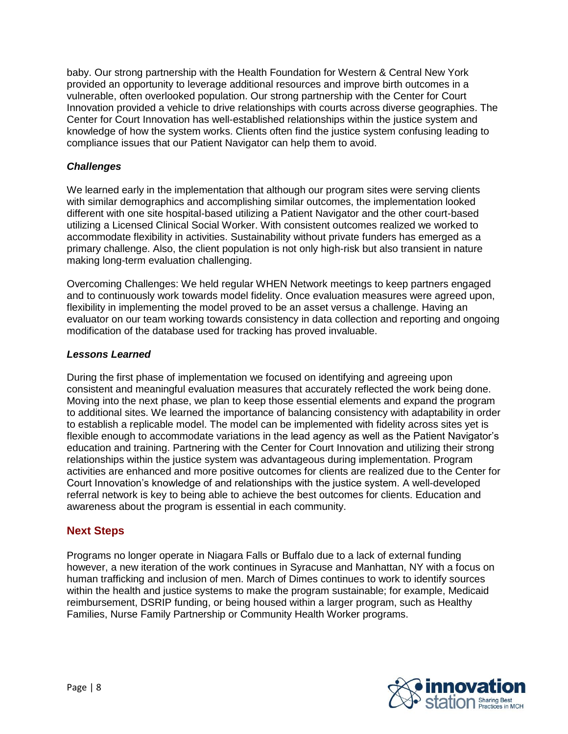baby. Our strong partnership with the Health Foundation for Western & Central New York provided an opportunity to leverage additional resources and improve birth outcomes in a vulnerable, often overlooked population. Our strong partnership with the Center for Court Innovation provided a vehicle to drive relationships with courts across diverse geographies. The Center for Court Innovation has well-established relationships within the justice system and knowledge of how the system works. Clients often find the justice system confusing leading to compliance issues that our Patient Navigator can help them to avoid.

### *Challenges*

We learned early in the implementation that although our program sites were serving clients with similar demographics and accomplishing similar outcomes, the implementation looked different with one site hospital-based utilizing a Patient Navigator and the other court-based utilizing a Licensed Clinical Social Worker. With consistent outcomes realized we worked to accommodate flexibility in activities. Sustainability without private funders has emerged as a primary challenge. Also, the client population is not only high-risk but also transient in nature making long-term evaluation challenging.

Overcoming Challenges: We held regular WHEN Network meetings to keep partners engaged and to continuously work towards model fidelity. Once evaluation measures were agreed upon, flexibility in implementing the model proved to be an asset versus a challenge. Having an evaluator on our team working towards consistency in data collection and reporting and ongoing modification of the database used for tracking has proved invaluable.

### *Lessons Learned*

During the first phase of implementation we focused on identifying and agreeing upon consistent and meaningful evaluation measures that accurately reflected the work being done. Moving into the next phase, we plan to keep those essential elements and expand the program to additional sites. We learned the importance of balancing consistency with adaptability in order to establish a replicable model. The model can be implemented with fidelity across sites yet is flexible enough to accommodate variations in the lead agency as well as the Patient Navigator's education and training. Partnering with the Center for Court Innovation and utilizing their strong relationships within the justice system was advantageous during implementation. Program activities are enhanced and more positive outcomes for clients are realized due to the Center for Court Innovation's knowledge of and relationships with the justice system. A well-developed referral network is key to being able to achieve the best outcomes for clients. Education and awareness about the program is essential in each community.

## Next Steps

Programs no longer operate in Niagara Falls or Buffalo due to a lack of external funding however, a new iteration of the work continues in Syracuse and Manhattan, NY with a focus on human trafficking and inclusion of men. March of Dimes continues to work to identify sources within the health and justice systems to make the program sustainable; for example, Medicaid reimbursement, DSRIP funding, or being housed within a larger program, such as Healthy Families, Nurse Family Partnership or Community Health Worker programs.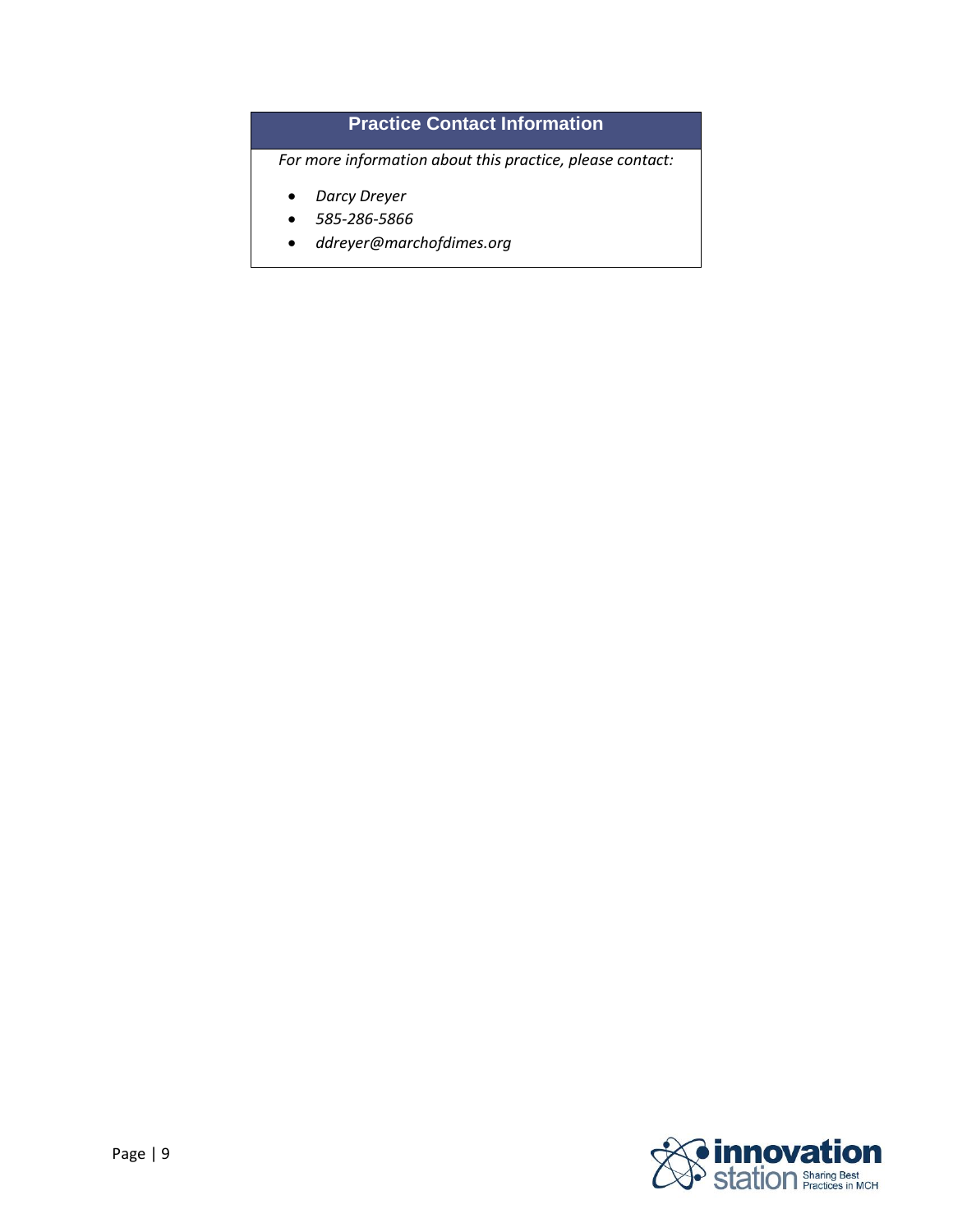## Practice Contact Information

*For more information about this practice, please contact:*

- *Darcy Dreyer*
- *585-286-5866*
- *ddreyer@marchofdimes.org*